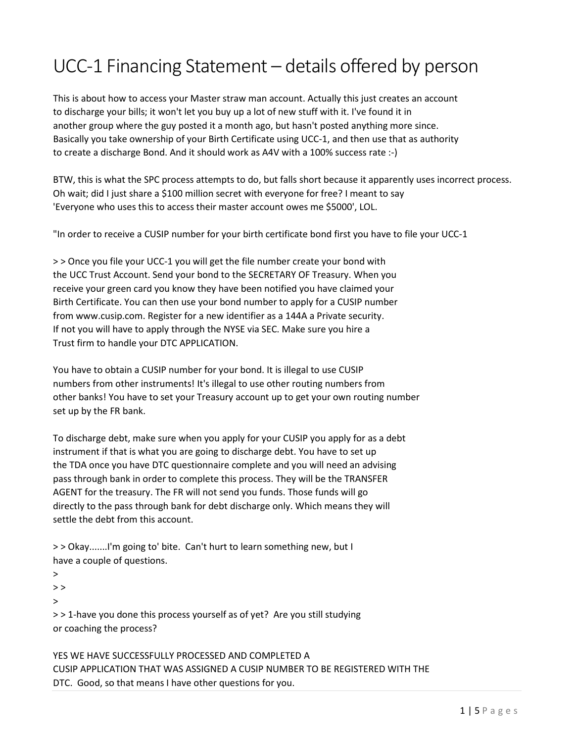# UCC-1 Financing Statement – details offered by person

This is about how to access your Master straw man account. Actually this just creates an account to discharge your bills; it won't let you buy up a lot of new stuff with it. I've found it in another group where the guy posted it a month ago, but hasn't posted anything more since. Basically you take ownership of your Birth Certificate using UCC-1, and then use that as authority to create a discharge Bond. And it should work as A4V with a 100% success rate :-)

BTW, this is what the SPC process attempts to do, but falls short because it apparently uses incorrect process. Oh wait; did I just share a $100 million secret with everyone for free? I meant to say 'Everyone who uses this to access their master account owes me $5000', LOL.

"In order to receive a CUSIP number for your birth certificate bond first you have to file your UCC-1

> > Once you file your UCC-1 you will get the file number create your bond with the UCC Trust Account. Send your bond to the SECRETARY OF Treasury. When you receive your green card you know they have been notified you have claimed your Birth Certificate. You can then use your bond number to apply for a CUSIP number from www.cusip.com. Register for a new identifier as a 144A a Private security. If not you will have to apply through the NYSE via SEC. Make sure you hire a Trust firm to handle your DTC APPLICATION.

You have to obtain a CUSIP number for your bond. It is illegal to use CUSIP numbers from other instruments! It's illegal to use other routing numbers from other banks! You have to set your Treasury account up to get your own routing number set up by the FR bank.

To discharge debt, make sure when you apply for your CUSIP you apply for as a debt instrument if that is what you are going to discharge debt. You have to set up the TDA once you have DTC questionnaire complete and you will need an advising pass through bank in order to complete this process. They will be the TRANSFER AGENT for the treasury. The FR will not send you funds. Those funds will go directly to the pass through bank for debt discharge only. Which means they will settle the debt from this account.

> > Okay.......I'm going to' bite. Can't hurt to learn something new, but I have a couple of questions.
>
> >
>
> > 1-have you done this process yourself as of yet? Are you still studying or coaching the process?

YES WE HAVE SUCCESSFULLY PROCESSED AND COMPLETED A CUSIP APPLICATION THAT WAS ASSIGNED A CUSIP NUMBER TO BE REGISTERED WITH THE DTC. Good, so that means I have other questions for you.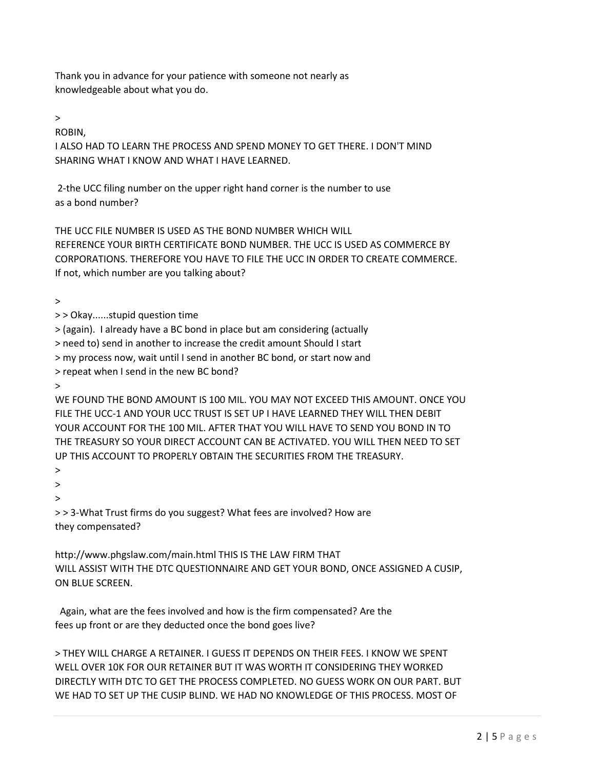Thank you in advance for your patience with someone not nearly as knowledgeable about what you do.

>

ROBIN,

I ALSO HAD TO LEARN THE PROCESS AND SPEND MONEY TO GET THERE. I DON'T MIND SHARING WHAT I KNOW AND WHAT I HAVE LEARNED.

2-the UCC filing number on the upper right hand corner is the number to use as a bond number?

THE UCC FILE NUMBER IS USED AS THE BOND NUMBER WHICH WILL REFERENCE YOUR BIRTH CERTIFICATE BOND NUMBER. THE UCC IS USED AS COMMERCE BY CORPORATIONS. THEREFORE YOU HAVE TO FILE THE UCC IN ORDER TO CREATE COMMERCE.

If not, which number are you talking about?

>

> > Okay......stupid question time
> (again). I already have a BC bond in place but am considering (actually
> need to) send in another to increase the credit amount Should I start
> my process now, wait until I send in another BC bond, or start now and
> repeat when I send in the new BC bond?

>

WE FOUND THE BOND AMOUNT IS 100 MIL. YOU MAY NOT EXCEED THIS AMOUNT. ONCE YOU FILE THE UCC-1 AND YOUR UCC TRUST IS SET UP I HAVE LEARNED THEY WILL THEN DEBIT YOUR ACCOUNT FOR THE 100 MIL. AFTER THAT YOU WILL HAVE TO SEND YOU BOND IN TO THE TREASURY SO YOUR DIRECT ACCOUNT CAN BE ACTIVATED. YOU WILL THEN NEED TO SET UP THIS ACCOUNT TO PROPERLY OBTAIN THE SECURITIES FROM THE TREASURY.

>

>

>

> > 3-What Trust firms do you suggest? What fees are involved? How are they compensated?

http://www.phgslaw.com/main.html THIS IS THE LAW FIRM THAT WILL ASSIST WITH THE DTC QUESTIONNAIRE AND GET YOUR BOND, ONCE ASSIGNED A CUSIP, ON BLUE SCREEN.

Again, what are the fees involved and how is the firm compensated? Are the fees up front or are they deducted once the bond goes live?

> THEY WILL CHARGE A RETAINER. I GUESS IT DEPENDS ON THEIR FEES. I KNOW WE SPENT WELL OVER 10K FOR OUR RETAINER BUT IT WAS WORTH IT CONSIDERING THEY WORKED DIRECTLY WITH DTC TO GET THE PROCESS COMPLETED. NO GUESS WORK ON OUR PART. BUT WE HAD TO SET UP THE CUSIP BLIND. WE HAD NO KNOWLEDGE OF THIS PROCESS. MOST OF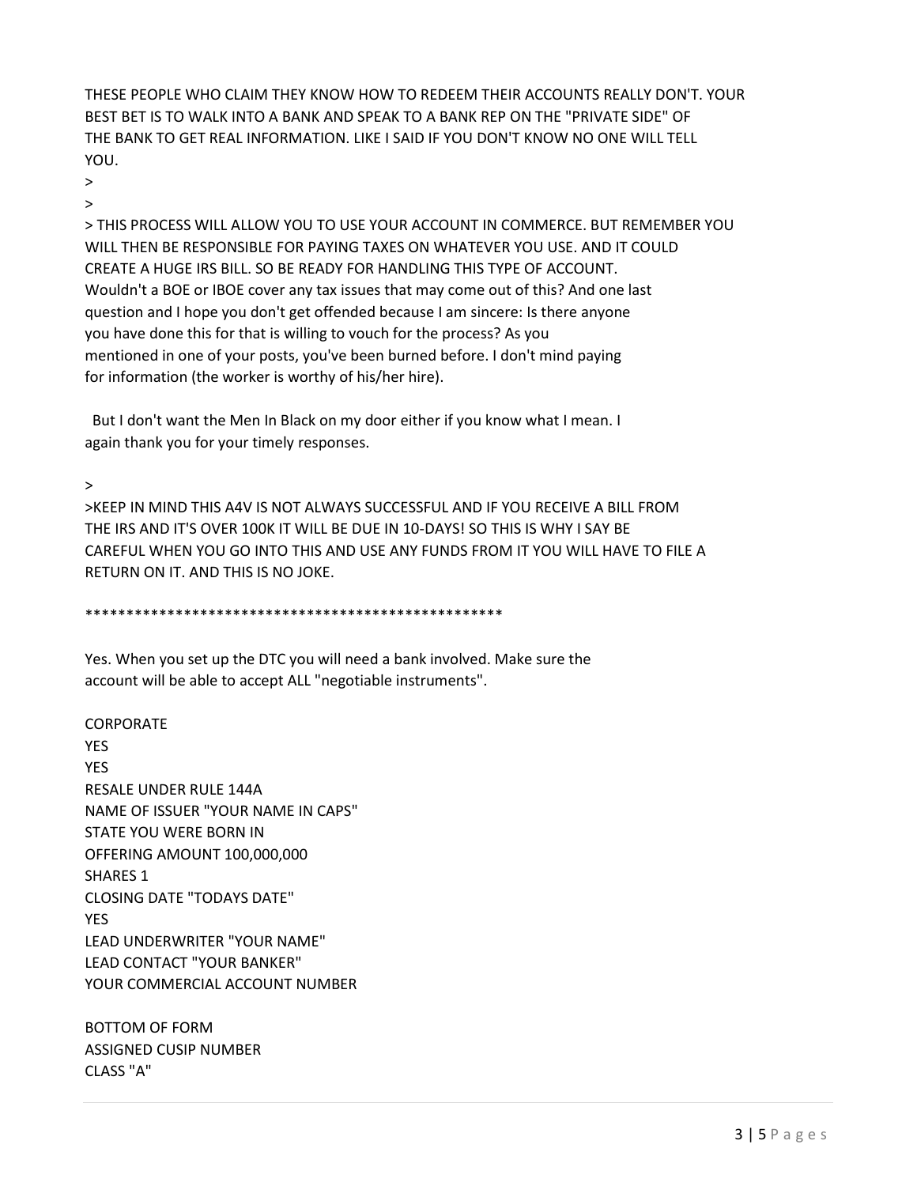THESE PEOPLE WHO CLAIM THEY KNOW HOW TO REDEEM THEIR ACCOUNTS REALLY DON'T. YOUR BEST BET IS TO WALK INTO A BANK AND SPEAK TO A BANK REP ON THE "PRIVATE SIDE" OF THE BANK TO GET REAL INFORMATION. LIKE I SAID IF YOU DON'T KNOW NO ONE WILL TELL YOU.

>

>

> THIS PROCESS WILL ALLOW YOU TO USE YOUR ACCOUNT IN COMMERCE. BUT REMEMBER YOU WILL THEN BE RESPONSIBLE FOR PAYING TAXES ON WHATEVER YOU USE. AND IT COULD CREATE A HUGE IRS BILL. SO BE READY FOR HANDLING THIS TYPE OF ACCOUNT.
Wouldn't a BOE or IBOE cover any tax issues that may come out of this? And one last question and I hope you don't get offended because I am sincere: Is there anyone you have done this for that is willing to vouch for the process? As you mentioned in one of your posts, you've been burned before. I don't mind paying for information (the worker is worthy of his/her hire).

But I don't want the Men In Black on my door either if you know what I mean. I again thank you for your timely responses.

>

>KEEP IN MIND THIS A4V IS NOT ALWAYS SUCCESSFUL AND IF YOU RECEIVE A BILL FROM THE IRS AND IT'S OVER 100K IT WILL BE DUE IN 10-DAYS! SO THIS IS WHY I SAY BE CAREFUL WHEN YOU GO INTO THIS AND USE ANY FUNDS FROM IT YOU WILL HAVE TO FILE A RETURN ON IT. AND THIS IS NO JOKE.

*****************************************************

Yes. When you set up the DTC you will need a bank involved. Make sure the account will be able to accept ALL "negotiable instruments".

CORPORATE
YES
YES
RESALE UNDER RULE 144A
NAME OF ISSUER "YOUR NAME IN CAPS"
STATE YOU WERE BORN IN
OFFERING AMOUNT 100,000,000
SHARES 1
CLOSING DATE "TODAYS DATE"
YES
LEAD UNDERWRITER "YOUR NAME"
LEAD CONTACT "YOUR BANKER"
YOUR COMMERCIAL ACCOUNT NUMBER

BOTTOM OF FORM
ASSIGNED CUSIP NUMBER
CLASS "A"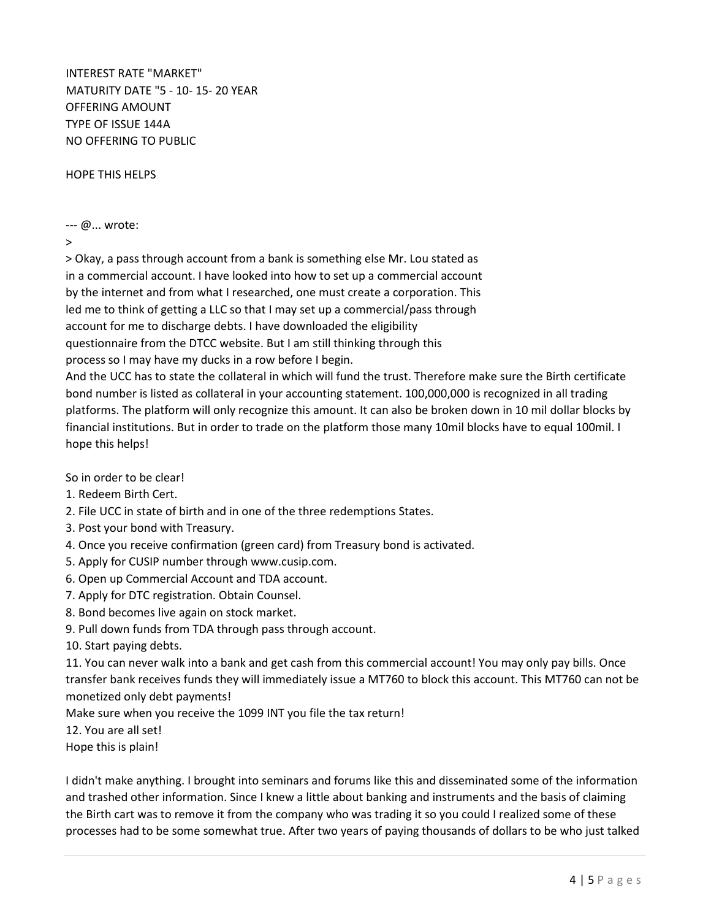INTEREST RATE "MARKET"
MATURITY DATE "5 - 10- 15- 20 YEAR
OFFERING AMOUNT
TYPE OF ISSUE 144A
NO OFFERING TO PUBLIC

HOPE THIS HELPS

--- @... wrote:

>

> Okay, a pass through account from a bank is something else Mr. Lou stated as in a commercial account. I have looked into how to set up a commercial account by the internet and from what I researched, one must create a corporation. This led me to think of getting a LLC so that I may set up a commercial/pass through account for me to discharge debts. I have downloaded the eligibility questionnaire from the DTCC website. But I am still thinking through this process so I may have my ducks in a row before I begin.

And the UCC has to state the collateral in which will fund the trust. Therefore make sure the Birth certificate bond number is listed as collateral in your accounting statement. 100,000,000 is recognized in all trading platforms. The platform will only recognize this amount. It can also be broken down in 10 mil dollar blocks by financial institutions. But in order to trade on the platform those many 10mil blocks have to equal 100mil. I hope this helps!

So in order to be clear!

1. Redeem Birth Cert.
2. File UCC in state of birth and in one of the three redemptions States.
3. Post your bond with Treasury.
4. Once you receive confirmation (green card) from Treasury bond is activated.
5. Apply for CUSIP number through www.cusip.com.
6. Open up Commercial Account and TDA account.
7. Apply for DTC registration. Obtain Counsel.
8. Bond becomes live again on stock market.
9. Pull down funds from TDA through pass through account.
10. Start paying debts.
11. You can never walk into a bank and get cash from this commercial account! You may only pay bills. Once transfer bank receives funds they will immediately issue a MT760 to block this account. This MT760 can not be monetized only debt payments!
Make sure when you receive the 1099 INT you file the tax return!
12. You are all set!

Hope this is plain!

I didn't make anything. I brought into seminars and forums like this and disseminated some of the information and trashed other information. Since I knew a little about banking and instruments and the basis of claiming the Birth cart was to remove it from the company who was trading it so you could I realized some of these processes had to be some somewhat true. After two years of paying thousands of dollars to be who just talked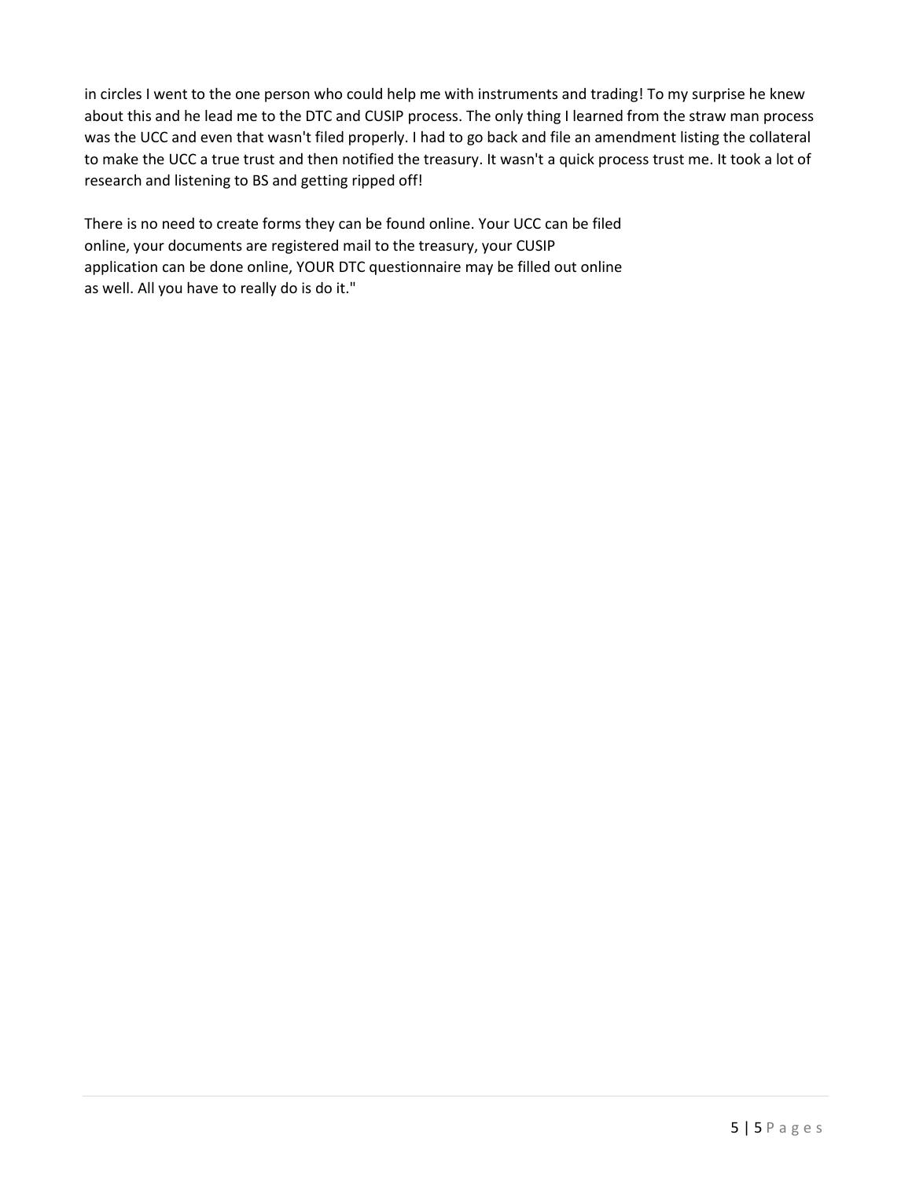in circles I went to the one person who could help me with instruments and trading! To my surprise he knew about this and he lead me to the DTC and CUSIP process. The only thing I learned from the straw man process was the UCC and even that wasn't filed properly. I had to go back and file an amendment listing the collateral to make the UCC a true trust and then notified the treasury. It wasn't a quick process trust me. It took a lot of research and listening to BS and getting ripped off!

There is no need to create forms they can be found online. Your UCC can be filed online, your documents are registered mail to the treasury, your CUSIP application can be done online, YOUR DTC questionnaire may be filled out online as well. All you have to really do is do it."